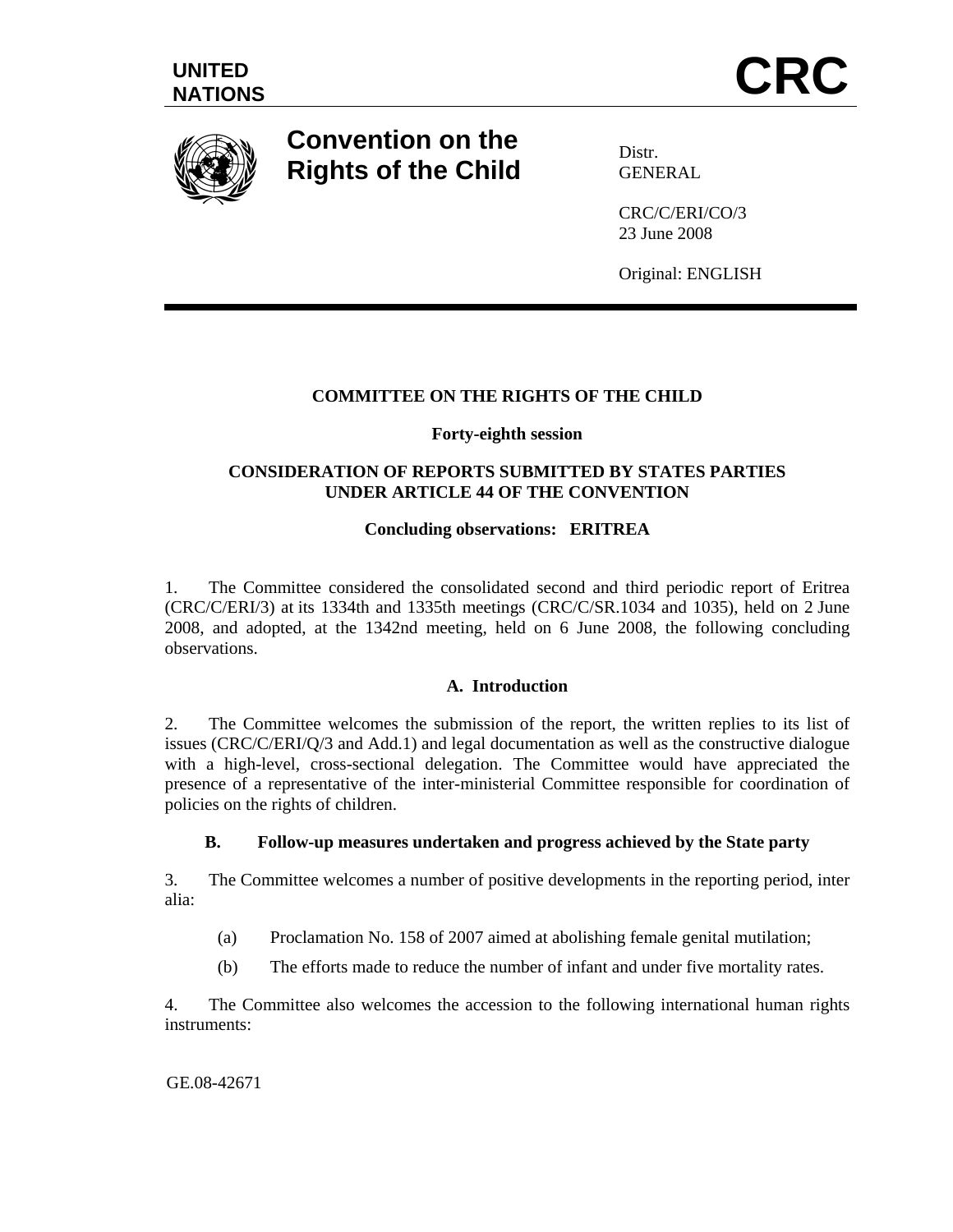UNITED NATIONS

# CRC

## Convention on the Rights of the Child

Distr.
GENERAL

CRC/C/ERI/CO/3
23 June 2008

Original: ENGLISH

**COMMITTEE ON THE RIGHTS OF THE CHILD**

**Forty-eighth session**

**CONSIDERATION OF REPORTS SUBMITTED BY STATES PARTIES UNDER ARTICLE 44 OF THE CONVENTION**

**Concluding observations: ERITREA**

1. The Committee considered the consolidated second and third periodic report of Eritrea (CRC/C/ERI/3) at its 1334th and 1335th meetings (CRC/C/SR.1034 and 1035), held on 2 June 2008, and adopted, at the 1342nd meeting, held on 6 June 2008, the following concluding observations.

### A. Introduction

2. The Committee welcomes the submission of the report, the written replies to its list of issues (CRC/C/ERI/Q/3 and Add.1) and legal documentation as well as the constructive dialogue with a high-level, cross-sectional delegation. The Committee would have appreciated the presence of a representative of the inter-ministerial Committee responsible for coordination of policies on the rights of children.

### B. Follow-up measures undertaken and progress achieved by the State party

3. The Committee welcomes a number of positive developments in the reporting period, inter alia:

(a) Proclamation No. 158 of 2007 aimed at abolishing female genital mutilation;

(b) The efforts made to reduce the number of infant and under five mortality rates.

4. The Committee also welcomes the accession to the following international human rights instruments:

GE.08-42671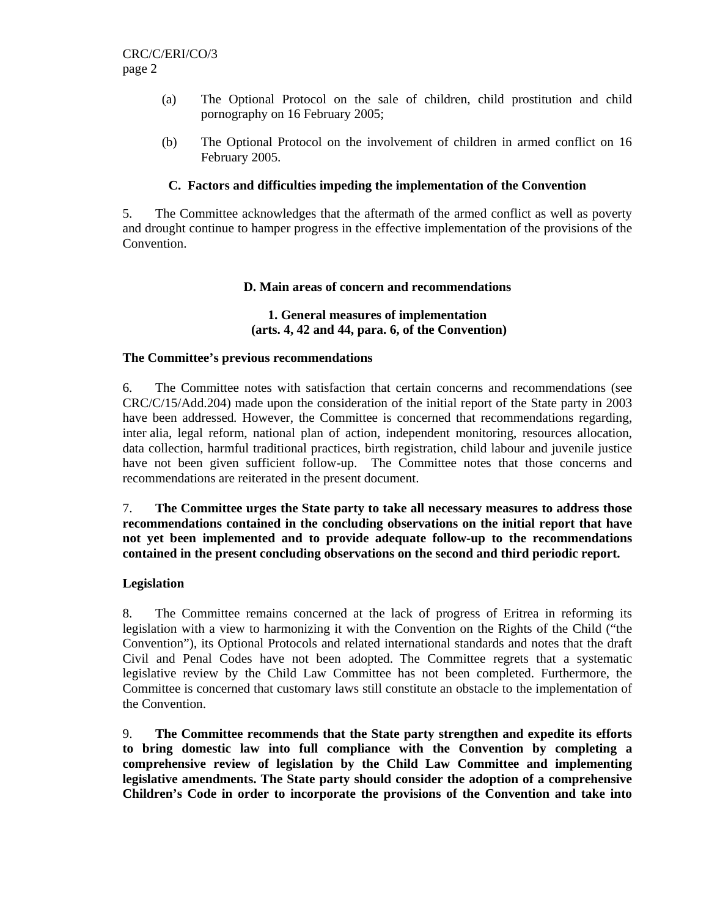(a) The Optional Protocol on the sale of children, child prostitution and child pornography on 16 February 2005;

(b) The Optional Protocol on the involvement of children in armed conflict on 16 February 2005.

### C. Factors and difficulties impeding the implementation of the Convention

5. The Committee acknowledges that the aftermath of the armed conflict as well as poverty and drought continue to hamper progress in the effective implementation of the provisions of the Convention.

## D. Main areas of concern and recommendations

### 1. General measures of implementation (arts. 4, 42 and 44, para. 6, of the Convention)

**The Committee's previous recommendations**

6. The Committee notes with satisfaction that certain concerns and recommendations (see CRC/C/15/Add.204) made upon the consideration of the initial report of the State party in 2003 have been addressed. However, the Committee is concerned that recommendations regarding, inter alia, legal reform, national plan of action, independent monitoring, resources allocation, data collection, harmful traditional practices, birth registration, child labour and juvenile justice have not been given sufficient follow-up. The Committee notes that those concerns and recommendations are reiterated in the present document.

7. **The Committee urges the State party to take all necessary measures to address those recommendations contained in the concluding observations on the initial report that have not yet been implemented and to provide adequate follow-up to the recommendations contained in the present concluding observations on the second and third periodic report.**

**Legislation**

8. The Committee remains concerned at the lack of progress of Eritrea in reforming its legislation with a view to harmonizing it with the Convention on the Rights of the Child ("the Convention"), its Optional Protocols and related international standards and notes that the draft Civil and Penal Codes have not been adopted. The Committee regrets that a systematic legislative review by the Child Law Committee has not been completed. Furthermore, the Committee is concerned that customary laws still constitute an obstacle to the implementation of the Convention.

9. **The Committee recommends that the State party strengthen and expedite its efforts to bring domestic law into full compliance with the Convention by completing a comprehensive review of legislation by the Child Law Committee and implementing legislative amendments. The State party should consider the adoption of a comprehensive Children's Code in order to incorporate the provisions of the Convention and take into**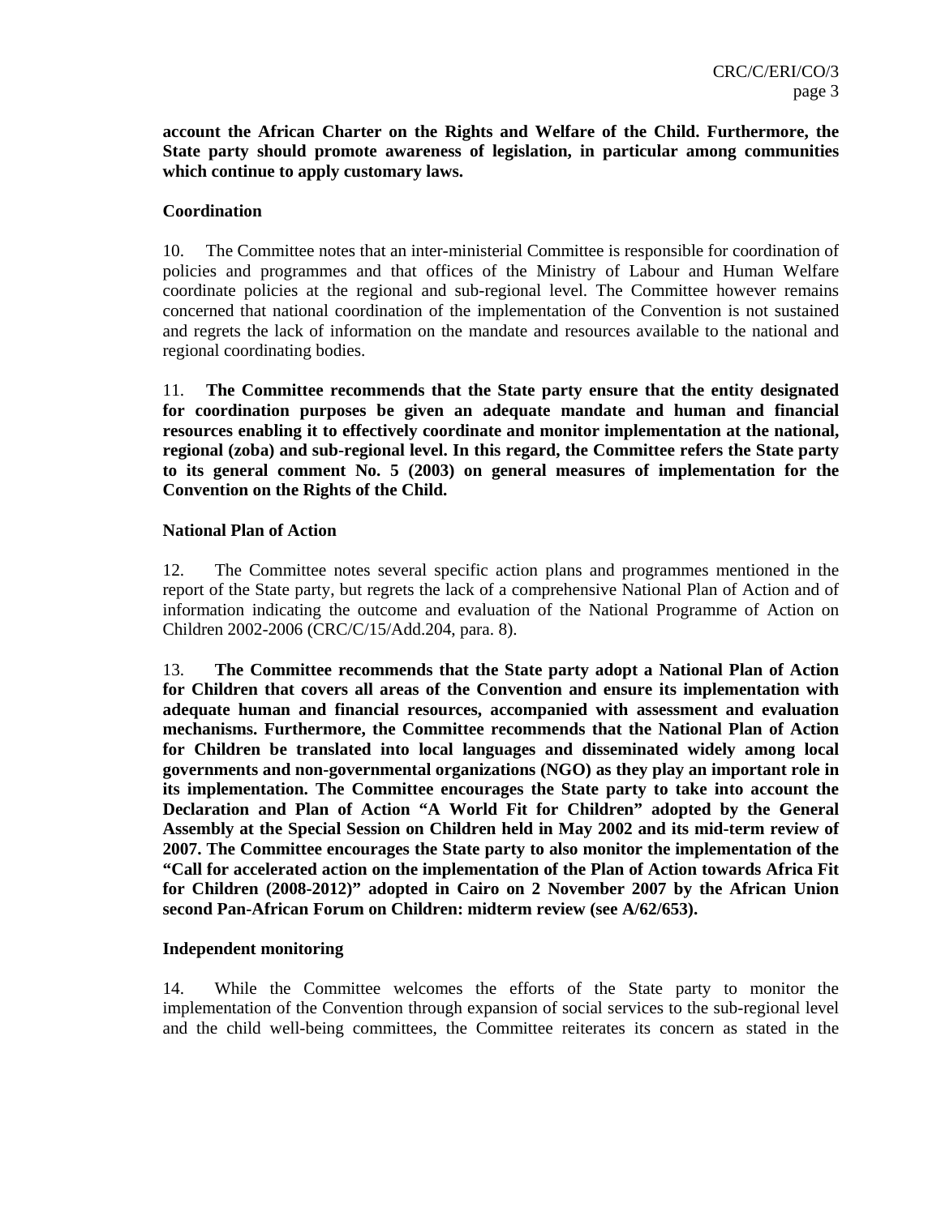**account the African Charter on the Rights and Welfare of the Child. Furthermore, the State party should promote awareness of legislation, in particular among communities which continue to apply customary laws.**

**Coordination**

10. The Committee notes that an inter-ministerial Committee is responsible for coordination of policies and programmes and that offices of the Ministry of Labour and Human Welfare coordinate policies at the regional and sub-regional level. The Committee however remains concerned that national coordination of the implementation of the Convention is not sustained and regrets the lack of information on the mandate and resources available to the national and regional coordinating bodies.

11. **The Committee recommends that the State party ensure that the entity designated for coordination purposes be given an adequate mandate and human and financial resources enabling it to effectively coordinate and monitor implementation at the national, regional (zoba) and sub-regional level. In this regard, the Committee refers the State party to its general comment No. 5 (2003) on general measures of implementation for the Convention on the Rights of the Child.**

**National Plan of Action**

12. The Committee notes several specific action plans and programmes mentioned in the report of the State party, but regrets the lack of a comprehensive National Plan of Action and of information indicating the outcome and evaluation of the National Programme of Action on Children 2002-2006 (CRC/C/15/Add.204, para. 8).

13. **The Committee recommends that the State party adopt a National Plan of Action for Children that covers all areas of the Convention and ensure its implementation with adequate human and financial resources, accompanied with assessment and evaluation mechanisms. Furthermore, the Committee recommends that the National Plan of Action for Children be translated into local languages and disseminated widely among local governments and non-governmental organizations (NGO) as they play an important role in its implementation. The Committee encourages the State party to take into account the Declaration and Plan of Action "A World Fit for Children" adopted by the General Assembly at the Special Session on Children held in May 2002 and its mid-term review of 2007. The Committee encourages the State party to also monitor the implementation of the "Call for accelerated action on the implementation of the Plan of Action towards Africa Fit for Children (2008-2012)" adopted in Cairo on 2 November 2007 by the African Union second Pan-African Forum on Children: midterm review (see A/62/653).**

**Independent monitoring**

14. While the Committee welcomes the efforts of the State party to monitor the implementation of the Convention through expansion of social services to the sub-regional level and the child well-being committees, the Committee reiterates its concern as stated in the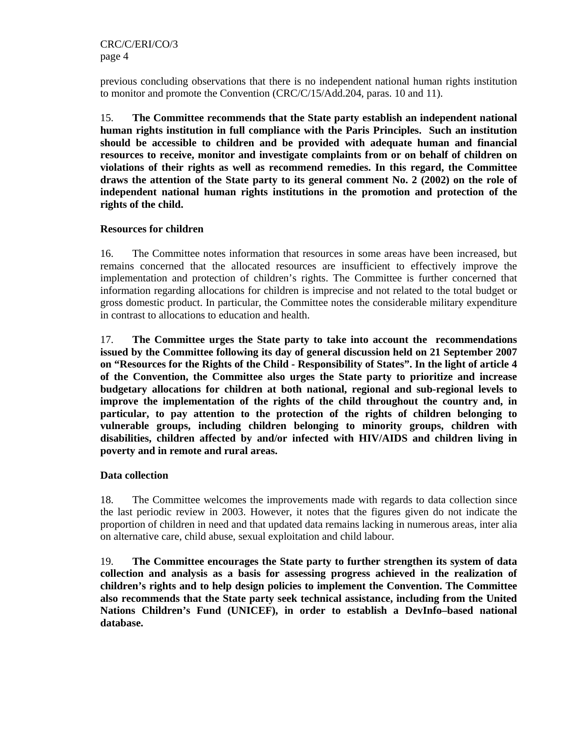previous concluding observations that there is no independent national human rights institution to monitor and promote the Convention (CRC/C/15/Add.204, paras. 10 and 11).

15. **The Committee recommends that the State party establish an independent national human rights institution in full compliance with the Paris Principles. Such an institution should be accessible to children and be provided with adequate human and financial resources to receive, monitor and investigate complaints from or on behalf of children on violations of their rights as well as recommend remedies. In this regard, the Committee draws the attention of the State party to its general comment No. 2 (2002) on the role of independent national human rights institutions in the promotion and protection of the rights of the child.**

**Resources for children**

16. The Committee notes information that resources in some areas have been increased, but remains concerned that the allocated resources are insufficient to effectively improve the implementation and protection of children's rights. The Committee is further concerned that information regarding allocations for children is imprecise and not related to the total budget or gross domestic product. In particular, the Committee notes the considerable military expenditure in contrast to allocations to education and health.

17. **The Committee urges the State party to take into account the recommendations issued by the Committee following its day of general discussion held on 21 September 2007 on "Resources for the Rights of the Child - Responsibility of States". In the light of article 4 of the Convention, the Committee also urges the State party to prioritize and increase budgetary allocations for children at both national, regional and sub-regional levels to improve the implementation of the rights of the child throughout the country and, in particular, to pay attention to the protection of the rights of children belonging to vulnerable groups, including children belonging to minority groups, children with disabilities, children affected by and/or infected with HIV/AIDS and children living in poverty and in remote and rural areas.**

**Data collection**

18. The Committee welcomes the improvements made with regards to data collection since the last periodic review in 2003. However, it notes that the figures given do not indicate the proportion of children in need and that updated data remains lacking in numerous areas, inter alia on alternative care, child abuse, sexual exploitation and child labour.

19. **The Committee encourages the State party to further strengthen its system of data collection and analysis as a basis for assessing progress achieved in the realization of children's rights and to help design policies to implement the Convention. The Committee also recommends that the State party seek technical assistance, including from the United Nations Children's Fund (UNICEF), in order to establish a DevInfo–based national database.**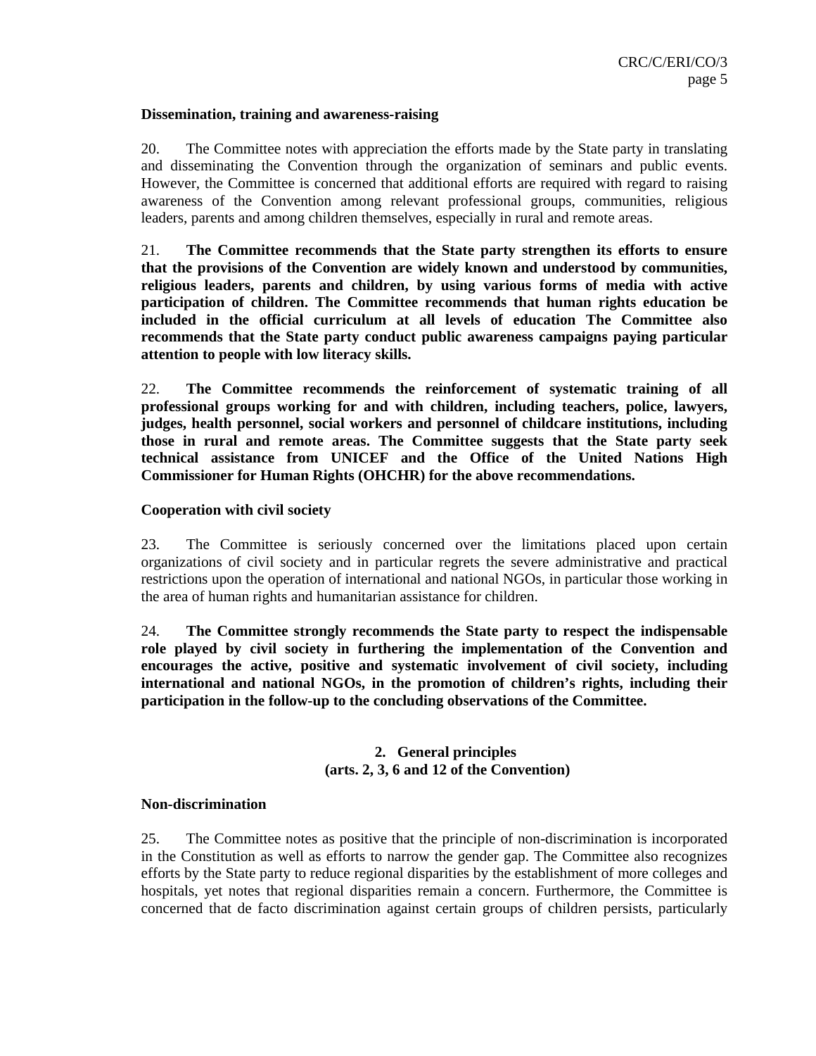**Dissemination, training and awareness-raising**

20. The Committee notes with appreciation the efforts made by the State party in translating and disseminating the Convention through the organization of seminars and public events. However, the Committee is concerned that additional efforts are required with regard to raising awareness of the Convention among relevant professional groups, communities, religious leaders, parents and among children themselves, especially in rural and remote areas.

21. **The Committee recommends that the State party strengthen its efforts to ensure that the provisions of the Convention are widely known and understood by communities, religious leaders, parents and children, by using various forms of media with active participation of children. The Committee recommends that human rights education be included in the official curriculum at all levels of education The Committee also recommends that the State party conduct public awareness campaigns paying particular attention to people with low literacy skills.**

22. **The Committee recommends the reinforcement of systematic training of all professional groups working for and with children, including teachers, police, lawyers, judges, health personnel, social workers and personnel of childcare institutions, including those in rural and remote areas. The Committee suggests that the State party seek technical assistance from UNICEF and the Office of the United Nations High Commissioner for Human Rights (OHCHR) for the above recommendations.**

**Cooperation with civil society**

23. The Committee is seriously concerned over the limitations placed upon certain organizations of civil society and in particular regrets the severe administrative and practical restrictions upon the operation of international and national NGOs, in particular those working in the area of human rights and humanitarian assistance for children.

24. **The Committee strongly recommends the State party to respect the indispensable role played by civil society in furthering the implementation of the Convention and encourages the active, positive and systematic involvement of civil society, including international and national NGOs, in the promotion of children's rights, including their participation in the follow-up to the concluding observations of the Committee.**

## 2. General principles (arts. 2, 3, 6 and 12 of the Convention)

**Non-discrimination**

25. The Committee notes as positive that the principle of non-discrimination is incorporated in the Constitution as well as efforts to narrow the gender gap. The Committee also recognizes efforts by the State party to reduce regional disparities by the establishment of more colleges and hospitals, yet notes that regional disparities remain a concern. Furthermore, the Committee is concerned that de facto discrimination against certain groups of children persists, particularly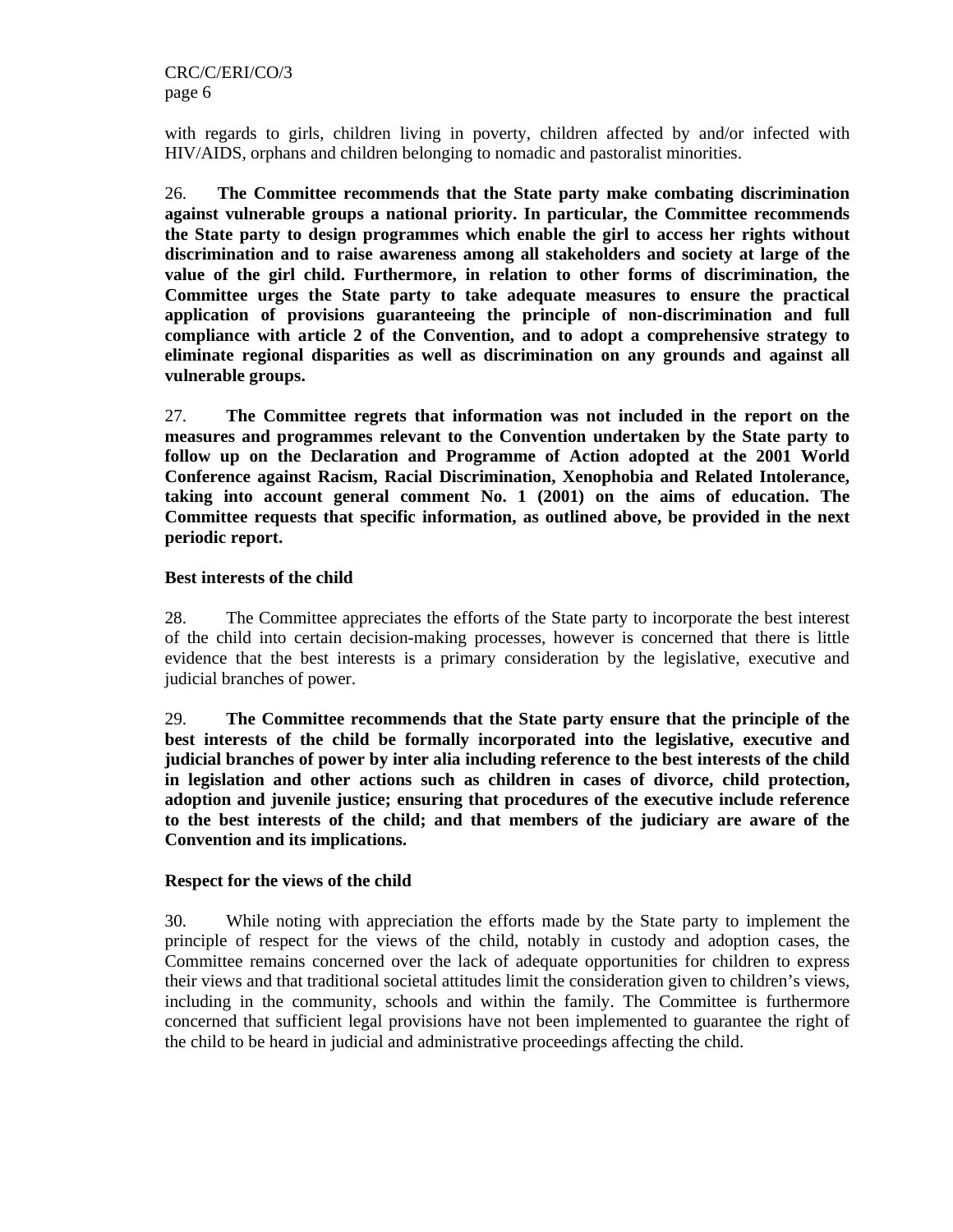with regards to girls, children living in poverty, children affected by and/or infected with HIV/AIDS, orphans and children belonging to nomadic and pastoralist minorities.

26. **The Committee recommends that the State party make combating discrimination against vulnerable groups a national priority. In particular, the Committee recommends the State party to design programmes which enable the girl to access her rights without discrimination and to raise awareness among all stakeholders and society at large of the value of the girl child. Furthermore, in relation to other forms of discrimination, the Committee urges the State party to take adequate measures to ensure the practical application of provisions guaranteeing the principle of non-discrimination and full compliance with article 2 of the Convention, and to adopt a comprehensive strategy to eliminate regional disparities as well as discrimination on any grounds and against all vulnerable groups.**

27. **The Committee regrets that information was not included in the report on the measures and programmes relevant to the Convention undertaken by the State party to follow up on the Declaration and Programme of Action adopted at the 2001 World Conference against Racism, Racial Discrimination, Xenophobia and Related Intolerance, taking into account general comment No. 1 (2001) on the aims of education. The Committee requests that specific information, as outlined above, be provided in the next periodic report.**

**Best interests of the child**

28. The Committee appreciates the efforts of the State party to incorporate the best interest of the child into certain decision-making processes, however is concerned that there is little evidence that the best interests is a primary consideration by the legislative, executive and judicial branches of power.

29. **The Committee recommends that the State party ensure that the principle of the best interests of the child be formally incorporated into the legislative, executive and judicial branches of power by inter alia including reference to the best interests of the child in legislation and other actions such as children in cases of divorce, child protection, adoption and juvenile justice; ensuring that procedures of the executive include reference to the best interests of the child; and that members of the judiciary are aware of the Convention and its implications.**

**Respect for the views of the child**

30. While noting with appreciation the efforts made by the State party to implement the principle of respect for the views of the child, notably in custody and adoption cases, the Committee remains concerned over the lack of adequate opportunities for children to express their views and that traditional societal attitudes limit the consideration given to children's views, including in the community, schools and within the family. The Committee is furthermore concerned that sufficient legal provisions have not been implemented to guarantee the right of the child to be heard in judicial and administrative proceedings affecting the child.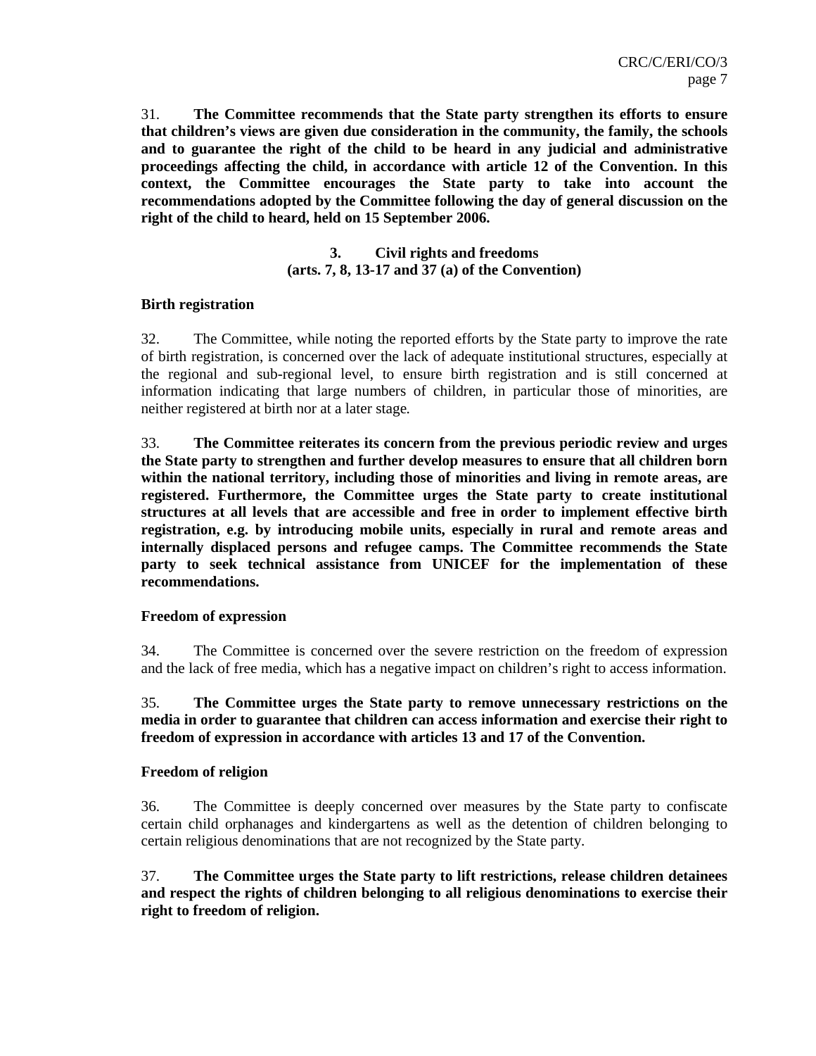31. **The Committee recommends that the State party strengthen its efforts to ensure that children's views are given due consideration in the community, the family, the schools and to guarantee the right of the child to be heard in any judicial and administrative proceedings affecting the child, in accordance with article 12 of the Convention. In this context, the Committee encourages the State party to take into account the recommendations adopted by the Committee following the day of general discussion on the right of the child to heard, held on 15 September 2006.**

### 3. Civil rights and freedoms (arts. 7, 8, 13-17 and 37 (a) of the Convention)

**Birth registration**

32. The Committee, while noting the reported efforts by the State party to improve the rate of birth registration, is concerned over the lack of adequate institutional structures, especially at the regional and sub-regional level, to ensure birth registration and is still concerned at information indicating that large numbers of children, in particular those of minorities, are neither registered at birth nor at a later stage.

33. **The Committee reiterates its concern from the previous periodic review and urges the State party to strengthen and further develop measures to ensure that all children born within the national territory, including those of minorities and living in remote areas, are registered. Furthermore, the Committee urges the State party to create institutional structures at all levels that are accessible and free in order to implement effective birth registration, e.g. by introducing mobile units, especially in rural and remote areas and internally displaced persons and refugee camps. The Committee recommends the State party to seek technical assistance from UNICEF for the implementation of these recommendations.**

**Freedom of expression**

34. The Committee is concerned over the severe restriction on the freedom of expression and the lack of free media, which has a negative impact on children's right to access information.

35. **The Committee urges the State party to remove unnecessary restrictions on the media in order to guarantee that children can access information and exercise their right to freedom of expression in accordance with articles 13 and 17 of the Convention.**

**Freedom of religion**

36. The Committee is deeply concerned over measures by the State party to confiscate certain child orphanages and kindergartens as well as the detention of children belonging to certain religious denominations that are not recognized by the State party.

37. **The Committee urges the State party to lift restrictions, release children detainees and respect the rights of children belonging to all religious denominations to exercise their right to freedom of religion.**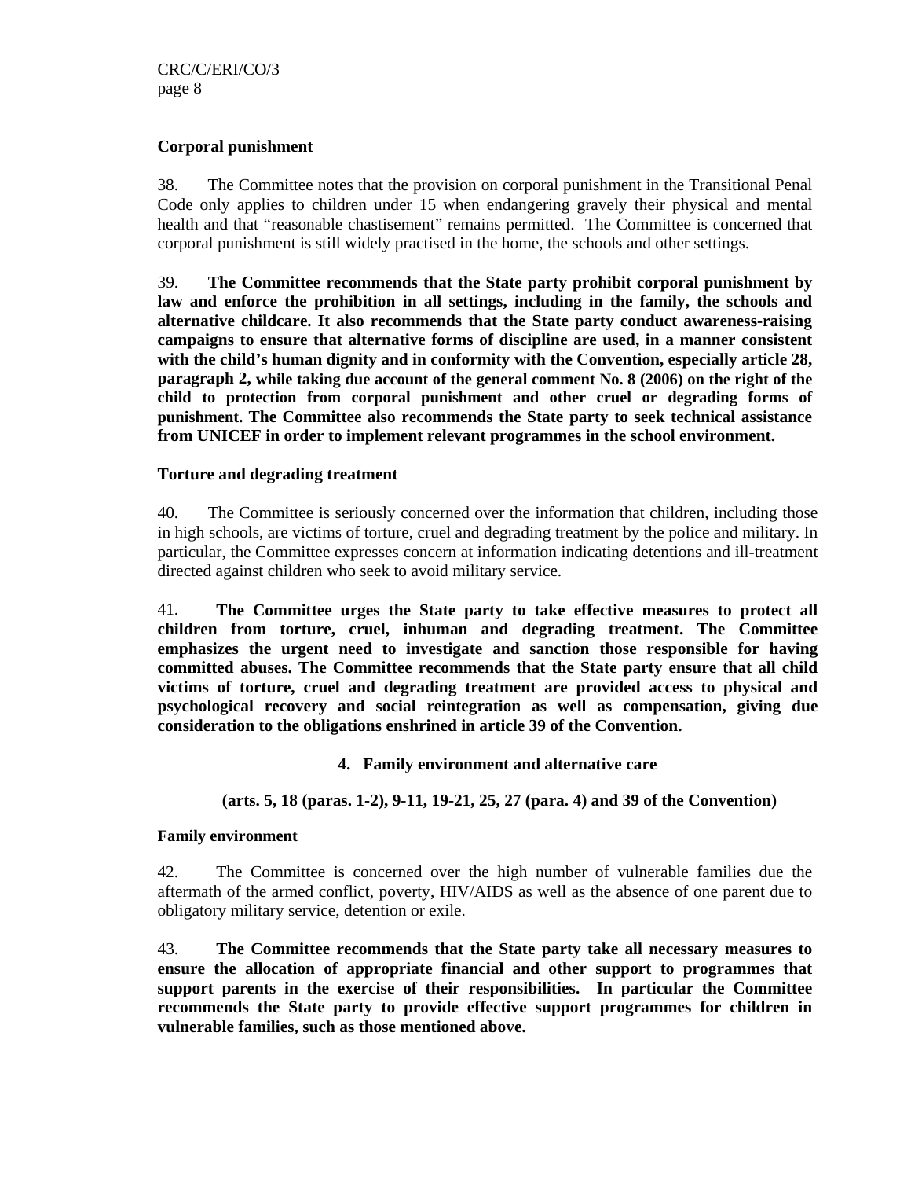**Corporal punishment**

38. The Committee notes that the provision on corporal punishment in the Transitional Penal Code only applies to children under 15 when endangering gravely their physical and mental health and that "reasonable chastisement" remains permitted. The Committee is concerned that corporal punishment is still widely practised in the home, the schools and other settings.

39. **The Committee recommends that the State party prohibit corporal punishment by law and enforce the prohibition in all settings, including in the family, the schools and alternative childcare. It also recommends that the State party conduct awareness-raising campaigns to ensure that alternative forms of discipline are used, in a manner consistent with the child's human dignity and in conformity with the Convention, especially article 28, paragraph 2, while taking due account of the general comment No. 8 (2006) on the right of the child to protection from corporal punishment and other cruel or degrading forms of punishment. The Committee also recommends the State party to seek technical assistance from UNICEF in order to implement relevant programmes in the school environment.**

**Torture and degrading treatment**

40. The Committee is seriously concerned over the information that children, including those in high schools, are victims of torture, cruel and degrading treatment by the police and military. In particular, the Committee expresses concern at information indicating detentions and ill-treatment directed against children who seek to avoid military service.

41. **The Committee urges the State party to take effective measures to protect all children from torture, cruel, inhuman and degrading treatment. The Committee emphasizes the urgent need to investigate and sanction those responsible for having committed abuses. The Committee recommends that the State party ensure that all child victims of torture, cruel and degrading treatment are provided access to physical and psychological recovery and social reintegration as well as compensation, giving due consideration to the obligations enshrined in article 39 of the Convention.**

## 4. Family environment and alternative care

**(arts. 5, 18 (paras. 1-2), 9-11, 19-21, 25, 27 (para. 4) and 39 of the Convention)**

**Family environment**

42. The Committee is concerned over the high number of vulnerable families due the aftermath of the armed conflict, poverty, HIV/AIDS as well as the absence of one parent due to obligatory military service, detention or exile.

43. **The Committee recommends that the State party take all necessary measures to ensure the allocation of appropriate financial and other support to programmes that support parents in the exercise of their responsibilities. In particular the Committee recommends the State party to provide effective support programmes for children in vulnerable families, such as those mentioned above.**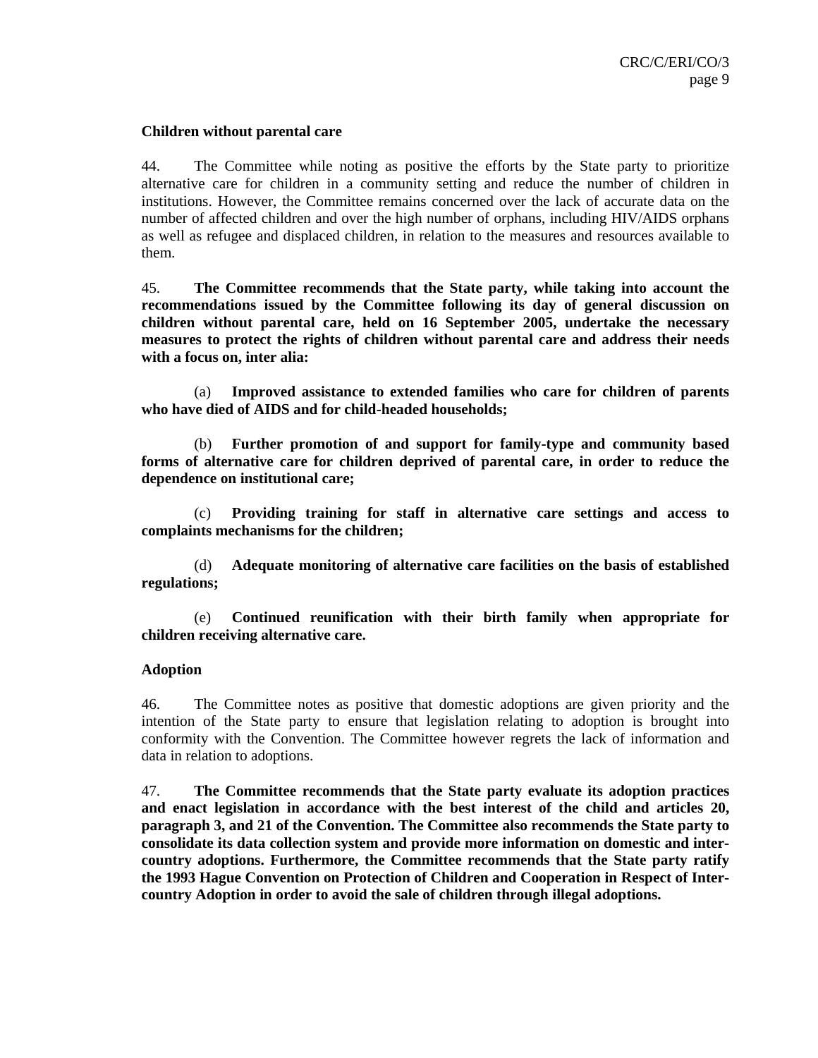**Children without parental care**

44. The Committee while noting as positive the efforts by the State party to prioritize alternative care for children in a community setting and reduce the number of children in institutions. However, the Committee remains concerned over the lack of accurate data on the number of affected children and over the high number of orphans, including HIV/AIDS orphans as well as refugee and displaced children, in relation to the measures and resources available to them.

45. **The Committee recommends that the State party, while taking into account the recommendations issued by the Committee following its day of general discussion on children without parental care, held on 16 September 2005, undertake the necessary measures to protect the rights of children without parental care and address their needs with a focus on, inter alia:**

(a) **Improved assistance to extended families who care for children of parents who have died of AIDS and for child-headed households;**

(b) **Further promotion of and support for family-type and community based forms of alternative care for children deprived of parental care, in order to reduce the dependence on institutional care;**

(c) **Providing training for staff in alternative care settings and access to complaints mechanisms for the children;**

(d) **Adequate monitoring of alternative care facilities on the basis of established regulations;**

(e) **Continued reunification with their birth family when appropriate for children receiving alternative care.**

**Adoption**

46. The Committee notes as positive that domestic adoptions are given priority and the intention of the State party to ensure that legislation relating to adoption is brought into conformity with the Convention. The Committee however regrets the lack of information and data in relation to adoptions.

47. **The Committee recommends that the State party evaluate its adoption practices and enact legislation in accordance with the best interest of the child and articles 20, paragraph 3, and 21 of the Convention. The Committee also recommends the State party to consolidate its data collection system and provide more information on domestic and inter-country adoptions. Furthermore, the Committee recommends that the State party ratify the 1993 Hague Convention on Protection of Children and Cooperation in Respect of Inter-country Adoption in order to avoid the sale of children through illegal adoptions.**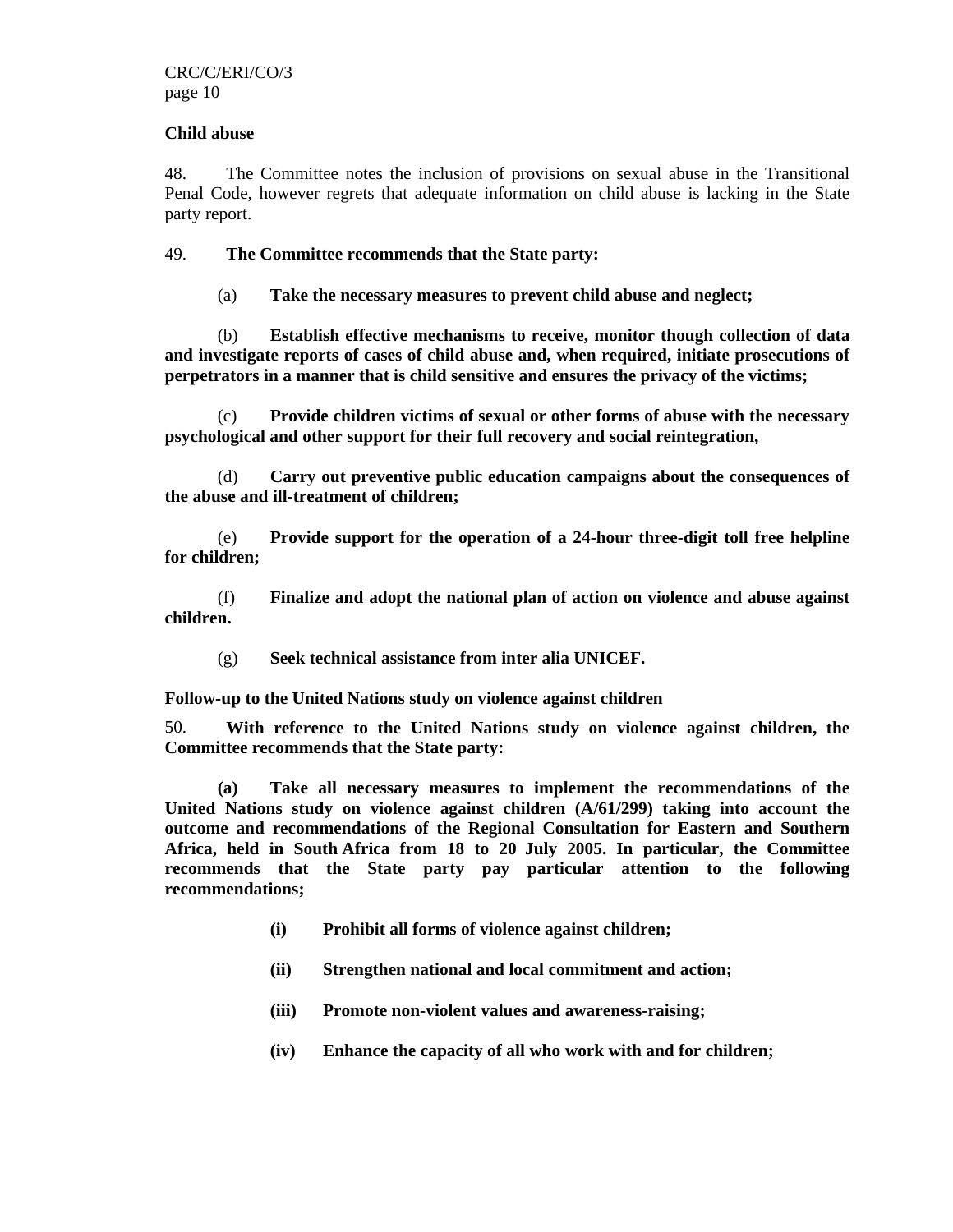**Child abuse**

48. The Committee notes the inclusion of provisions on sexual abuse in the Transitional Penal Code, however regrets that adequate information on child abuse is lacking in the State party report.

49. **The Committee recommends that the State party:**

(a) **Take the necessary measures to prevent child abuse and neglect;**

(b) **Establish effective mechanisms to receive, monitor though collection of data and investigate reports of cases of child abuse and, when required, initiate prosecutions of perpetrators in a manner that is child sensitive and ensures the privacy of the victims;**

(c) **Provide children victims of sexual or other forms of abuse with the necessary psychological and other support for their full recovery and social reintegration,**

(d) **Carry out preventive public education campaigns about the consequences of the abuse and ill-treatment of children;**

(e) **Provide support for the operation of a 24-hour three-digit toll free helpline for children;**

(f) **Finalize and adopt the national plan of action on violence and abuse against children.**

(g) **Seek technical assistance from inter alia UNICEF.**

**Follow-up to the United Nations study on violence against children**

50. **With reference to the United Nations study on violence against children, the Committee recommends that the State party:**

**(a) Take all necessary measures to implement the recommendations of the United Nations study on violence against children (A/61/299) taking into account the outcome and recommendations of the Regional Consultation for Eastern and Southern Africa, held in South Africa from 18 to 20 July 2005. In particular, the Committee recommends that the State party pay particular attention to the following recommendations;**

**(i) Prohibit all forms of violence against children;**

**(ii) Strengthen national and local commitment and action;**

**(iii) Promote non-violent values and awareness-raising;**

**(iv) Enhance the capacity of all who work with and for children;**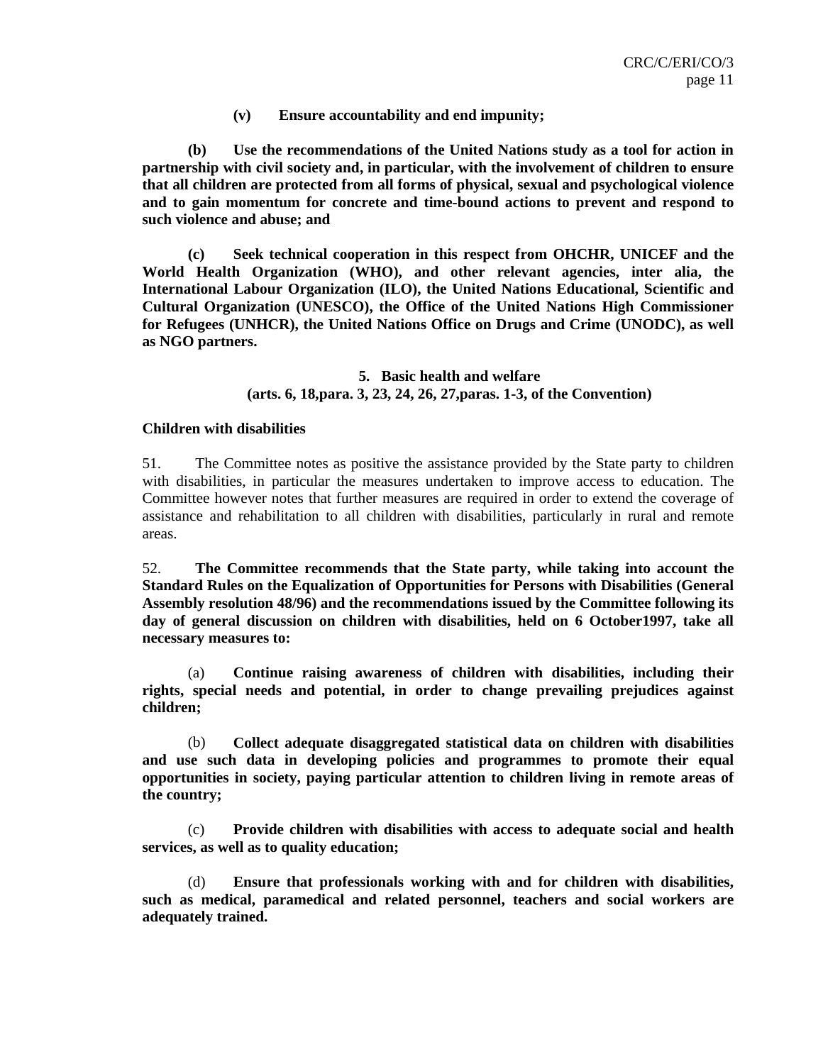**(v) Ensure accountability and end impunity;**

**(b) Use the recommendations of the United Nations study as a tool for action in partnership with civil society and, in particular, with the involvement of children to ensure that all children are protected from all forms of physical, sexual and psychological violence and to gain momentum for concrete and time-bound actions to prevent and respond to such violence and abuse; and**

**(c) Seek technical cooperation in this respect from OHCHR, UNICEF and the World Health Organization (WHO), and other relevant agencies, inter alia, the International Labour Organization (ILO), the United Nations Educational, Scientific and Cultural Organization (UNESCO), the Office of the United Nations High Commissioner for Refugees (UNHCR), the United Nations Office on Drugs and Crime (UNODC), as well as NGO partners.**

## 5. Basic health and welfare
## (arts. 6, 18,para. 3, 23, 24, 26, 27,paras. 1-3, of the Convention)

### Children with disabilities

51. The Committee notes as positive the assistance provided by the State party to children with disabilities, in particular the measures undertaken to improve access to education. The Committee however notes that further measures are required in order to extend the coverage of assistance and rehabilitation to all children with disabilities, particularly in rural and remote areas.

52. **The Committee recommends that the State party, while taking into account the Standard Rules on the Equalization of Opportunities for Persons with Disabilities (General Assembly resolution 48/96) and the recommendations issued by the Committee following its day of general discussion on children with disabilities, held on 6 October1997, take all necessary measures to:**

(a) **Continue raising awareness of children with disabilities, including their rights, special needs and potential, in order to change prevailing prejudices against children;**

(b) **Collect adequate disaggregated statistical data on children with disabilities and use such data in developing policies and programmes to promote their equal opportunities in society, paying particular attention to children living in remote areas of the country;**

(c) **Provide children with disabilities with access to adequate social and health services, as well as to quality education;**

(d) **Ensure that professionals working with and for children with disabilities, such as medical, paramedical and related personnel, teachers and social workers are adequately trained.**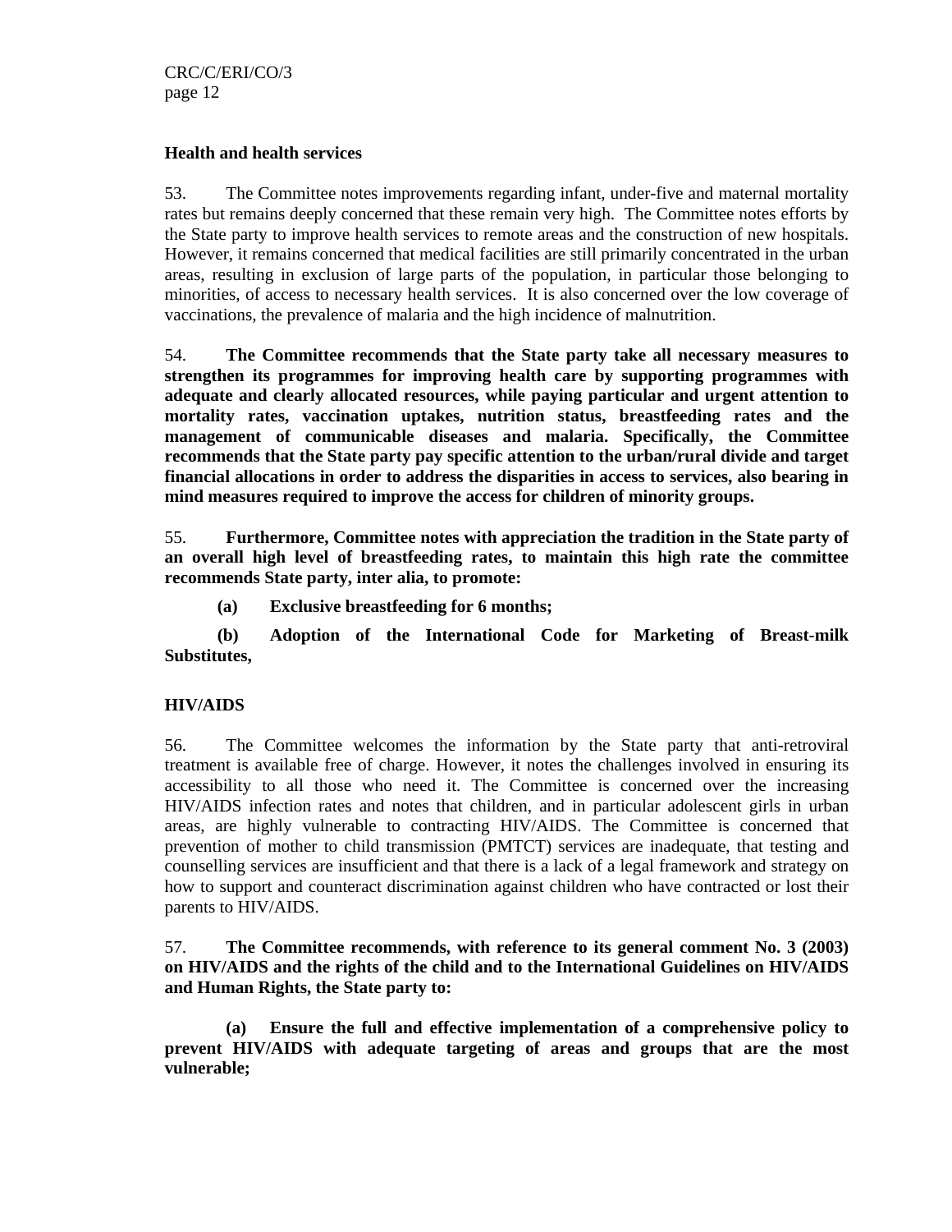**Health and health services**

53. The Committee notes improvements regarding infant, under-five and maternal mortality rates but remains deeply concerned that these remain very high. The Committee notes efforts by the State party to improve health services to remote areas and the construction of new hospitals. However, it remains concerned that medical facilities are still primarily concentrated in the urban areas, resulting in exclusion of large parts of the population, in particular those belonging to minorities, of access to necessary health services. It is also concerned over the low coverage of vaccinations, the prevalence of malaria and the high incidence of malnutrition.

54. **The Committee recommends that the State party take all necessary measures to strengthen its programmes for improving health care by supporting programmes with adequate and clearly allocated resources, while paying particular and urgent attention to mortality rates, vaccination uptakes, nutrition status, breastfeeding rates and the management of communicable diseases and malaria. Specifically, the Committee recommends that the State party pay specific attention to the urban/rural divide and target financial allocations in order to address the disparities in access to services, also bearing in mind measures required to improve the access for children of minority groups.**

55. **Furthermore, Committee notes with appreciation the tradition in the State party of an overall high level of breastfeeding rates, to maintain this high rate the committee recommends State party, inter alia, to promote:**

**(a) Exclusive breastfeeding for 6 months;**

**(b) Adoption of the International Code for Marketing of Breast-milk Substitutes,**

**HIV/AIDS**

56. The Committee welcomes the information by the State party that anti-retroviral treatment is available free of charge. However, it notes the challenges involved in ensuring its accessibility to all those who need it. The Committee is concerned over the increasing HIV/AIDS infection rates and notes that children, and in particular adolescent girls in urban areas, are highly vulnerable to contracting HIV/AIDS. The Committee is concerned that prevention of mother to child transmission (PMTCT) services are inadequate, that testing and counselling services are insufficient and that there is a lack of a legal framework and strategy on how to support and counteract discrimination against children who have contracted or lost their parents to HIV/AIDS.

57. **The Committee recommends, with reference to its general comment No. 3 (2003) on HIV/AIDS and the rights of the child and to the International Guidelines on HIV/AIDS and Human Rights, the State party to:**

**(a) Ensure the full and effective implementation of a comprehensive policy to prevent HIV/AIDS with adequate targeting of areas and groups that are the most vulnerable;**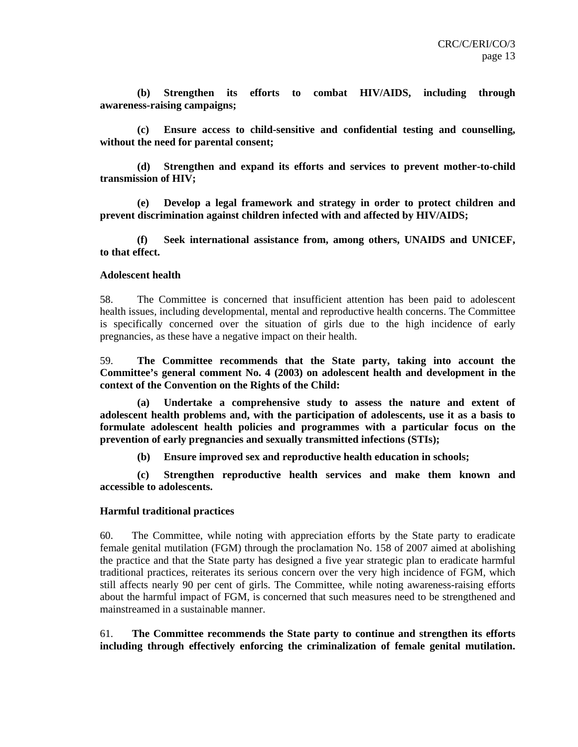**(b) Strengthen its efforts to combat HIV/AIDS, including through awareness-raising campaigns;**

**(c) Ensure access to child-sensitive and confidential testing and counselling, without the need for parental consent;**

**(d) Strengthen and expand its efforts and services to prevent mother-to-child transmission of HIV;**

**(e) Develop a legal framework and strategy in order to protect children and prevent discrimination against children infected with and affected by HIV/AIDS;**

**(f) Seek international assistance from, among others, UNAIDS and UNICEF, to that effect.**

**Adolescent health**

58. The Committee is concerned that insufficient attention has been paid to adolescent health issues, including developmental, mental and reproductive health concerns. The Committee is specifically concerned over the situation of girls due to the high incidence of early pregnancies, as these have a negative impact on their health.

59. **The Committee recommends that the State party, taking into account the Committee's general comment No. 4 (2003) on adolescent health and development in the context of the Convention on the Rights of the Child:**

**(a) Undertake a comprehensive study to assess the nature and extent of adolescent health problems and, with the participation of adolescents, use it as a basis to formulate adolescent health policies and programmes with a particular focus on the prevention of early pregnancies and sexually transmitted infections (STIs);**

**(b) Ensure improved sex and reproductive health education in schools;**

**(c) Strengthen reproductive health services and make them known and accessible to adolescents.**

**Harmful traditional practices**

60. The Committee, while noting with appreciation efforts by the State party to eradicate female genital mutilation (FGM) through the proclamation No. 158 of 2007 aimed at abolishing the practice and that the State party has designed a five year strategic plan to eradicate harmful traditional practices, reiterates its serious concern over the very high incidence of FGM, which still affects nearly 90 per cent of girls. The Committee, while noting awareness-raising efforts about the harmful impact of FGM, is concerned that such measures need to be strengthened and mainstreamed in a sustainable manner.

61. **The Committee recommends the State party to continue and strengthen its efforts including through effectively enforcing the criminalization of female genital mutilation.**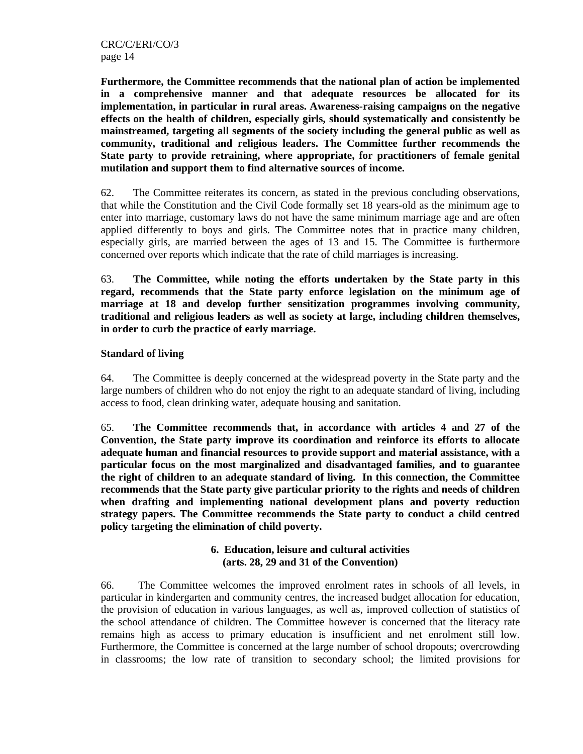**Furthermore, the Committee recommends that the national plan of action be implemented in a comprehensive manner and that adequate resources be allocated for its implementation, in particular in rural areas. Awareness-raising campaigns on the negative effects on the health of children, especially girls, should systematically and consistently be mainstreamed, targeting all segments of the society including the general public as well as community, traditional and religious leaders. The Committee further recommends the State party to provide retraining, where appropriate, for practitioners of female genital mutilation and support them to find alternative sources of income.**

62. The Committee reiterates its concern, as stated in the previous concluding observations, that while the Constitution and the Civil Code formally set 18 years-old as the minimum age to enter into marriage, customary laws do not have the same minimum marriage age and are often applied differently to boys and girls. The Committee notes that in practice many children, especially girls, are married between the ages of 13 and 15. The Committee is furthermore concerned over reports which indicate that the rate of child marriages is increasing.

63. **The Committee, while noting the efforts undertaken by the State party in this regard, recommends that the State party enforce legislation on the minimum age of marriage at 18 and develop further sensitization programmes involving community, traditional and religious leaders as well as society at large, including children themselves, in order to curb the practice of early marriage.**

**Standard of living**

64. The Committee is deeply concerned at the widespread poverty in the State party and the large numbers of children who do not enjoy the right to an adequate standard of living, including access to food, clean drinking water, adequate housing and sanitation.

65. **The Committee recommends that, in accordance with articles 4 and 27 of the Convention, the State party improve its coordination and reinforce its efforts to allocate adequate human and financial resources to provide support and material assistance, with a particular focus on the most marginalized and disadvantaged families, and to guarantee the right of children to an adequate standard of living. In this connection, the Committee recommends that the State party give particular priority to the rights and needs of children when drafting and implementing national development plans and poverty reduction strategy papers. The Committee recommends the State party to conduct a child centred policy targeting the elimination of child poverty.**

## 6. Education, leisure and cultural activities (arts. 28, 29 and 31 of the Convention)

66. The Committee welcomes the improved enrolment rates in schools of all levels, in particular in kindergarten and community centres, the increased budget allocation for education, the provision of education in various languages, as well as, improved collection of statistics of the school attendance of children. The Committee however is concerned that the literacy rate remains high as access to primary education is insufficient and net enrolment still low. Furthermore, the Committee is concerned at the large number of school dropouts; overcrowding in classrooms; the low rate of transition to secondary school; the limited provisions for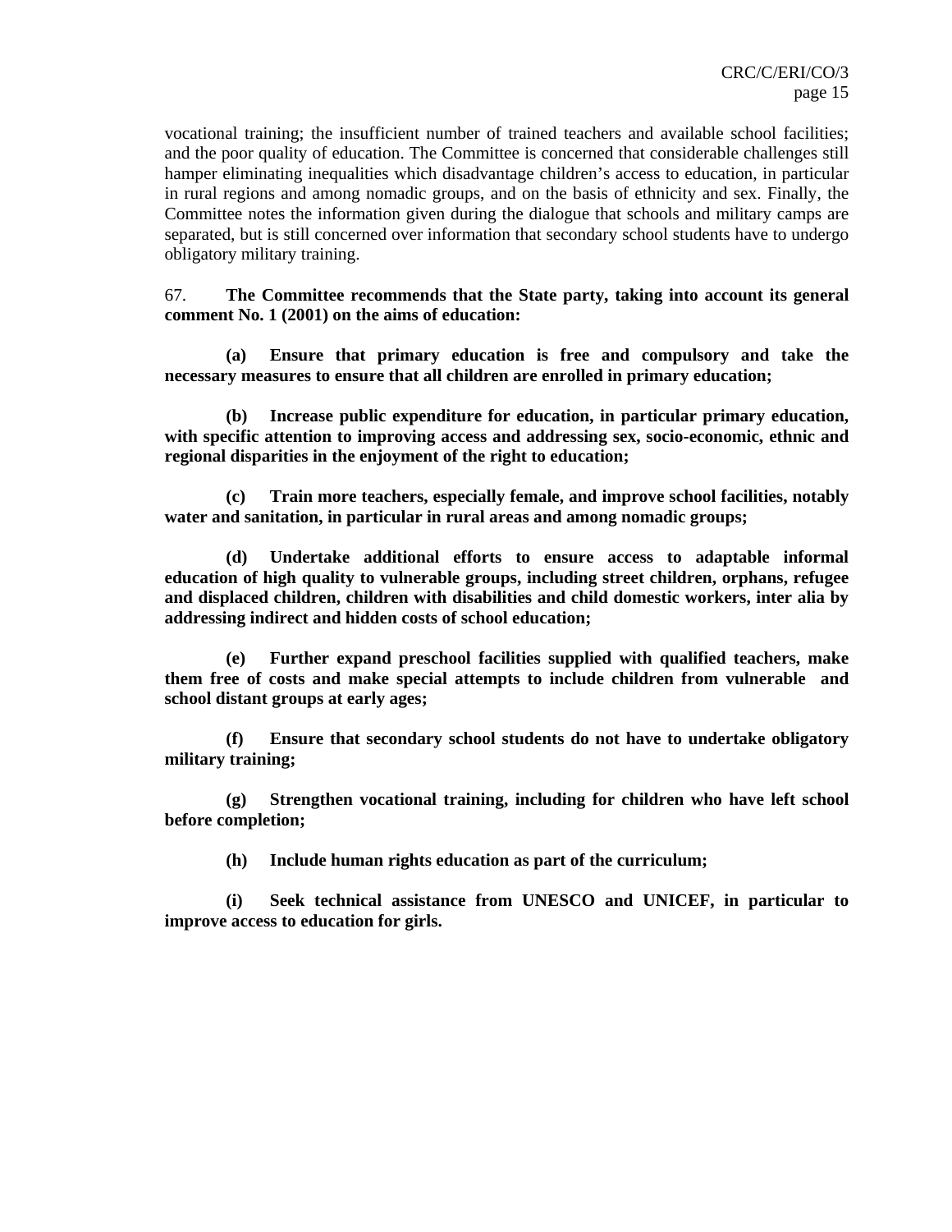vocational training; the insufficient number of trained teachers and available school facilities; and the poor quality of education. The Committee is concerned that considerable challenges still hamper eliminating inequalities which disadvantage children's access to education, in particular in rural regions and among nomadic groups, and on the basis of ethnicity and sex. Finally, the Committee notes the information given during the dialogue that schools and military camps are separated, but is still concerned over information that secondary school students have to undergo obligatory military training.

67. **The Committee recommends that the State party, taking into account its general comment No. 1 (2001) on the aims of education:**

**(a) Ensure that primary education is free and compulsory and take the necessary measures to ensure that all children are enrolled in primary education;**

**(b) Increase public expenditure for education, in particular primary education, with specific attention to improving access and addressing sex, socio-economic, ethnic and regional disparities in the enjoyment of the right to education;**

**(c) Train more teachers, especially female, and improve school facilities, notably water and sanitation, in particular in rural areas and among nomadic groups;**

**(d) Undertake additional efforts to ensure access to adaptable informal education of high quality to vulnerable groups, including street children, orphans, refugee and displaced children, children with disabilities and child domestic workers, inter alia by addressing indirect and hidden costs of school education;**

**(e) Further expand preschool facilities supplied with qualified teachers, make them free of costs and make special attempts to include children from vulnerable and school distant groups at early ages;**

**(f) Ensure that secondary school students do not have to undertake obligatory military training;**

**(g) Strengthen vocational training, including for children who have left school before completion;**

**(h) Include human rights education as part of the curriculum;**

**(i) Seek technical assistance from UNESCO and UNICEF, in particular to improve access to education for girls.**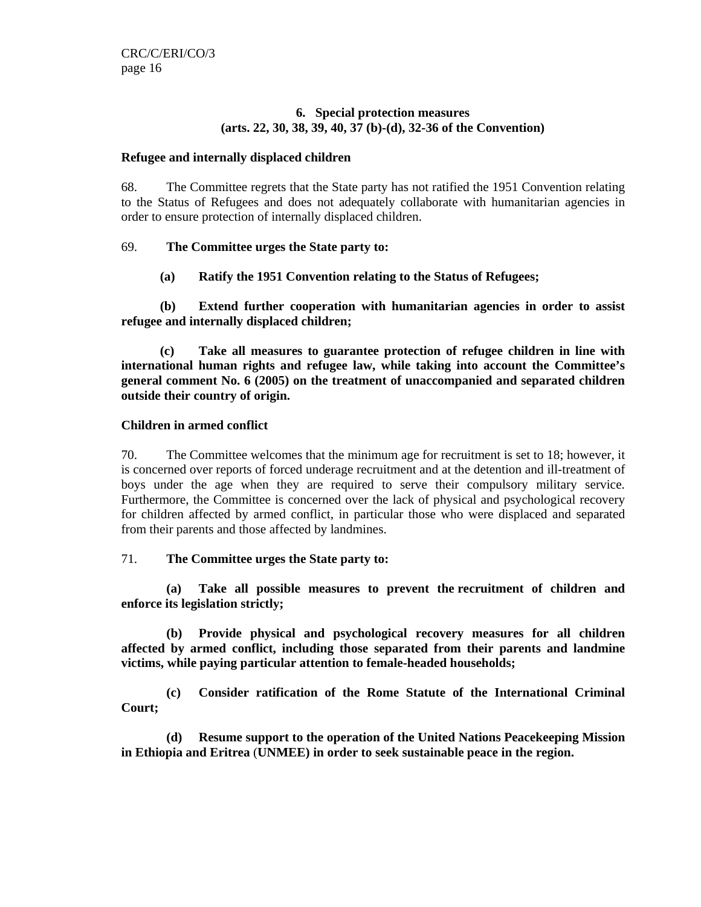## 6. Special protection measures
### (arts. 22, 30, 38, 39, 40, 37 (b)-(d), 32-36 of the Convention)

**Refugee and internally displaced children**

68. The Committee regrets that the State party has not ratified the 1951 Convention relating to the Status of Refugees and does not adequately collaborate with humanitarian agencies in order to ensure protection of internally displaced children.

69. **The Committee urges the State party to:**

**(a) Ratify the 1951 Convention relating to the Status of Refugees;**

**(b) Extend further cooperation with humanitarian agencies in order to assist refugee and internally displaced children;**

**(c) Take all measures to guarantee protection of refugee children in line with international human rights and refugee law, while taking into account the Committee's general comment No. 6 (2005) on the treatment of unaccompanied and separated children outside their country of origin.**

**Children in armed conflict**

70. The Committee welcomes that the minimum age for recruitment is set to 18; however, it is concerned over reports of forced underage recruitment and at the detention and ill-treatment of boys under the age when they are required to serve their compulsory military service. Furthermore, the Committee is concerned over the lack of physical and psychological recovery for children affected by armed conflict, in particular those who were displaced and separated from their parents and those affected by landmines.

71. **The Committee urges the State party to:**

**(a) Take all possible measures to prevent the recruitment of children and enforce its legislation strictly;**

**(b) Provide physical and psychological recovery measures for all children affected by armed conflict, including those separated from their parents and landmine victims, while paying particular attention to female-headed households;**

**(c) Consider ratification of the Rome Statute of the International Criminal Court;**

**(d) Resume support to the operation of the United Nations Peacekeeping Mission in Ethiopia and Eritrea (UNMEE) in order to seek sustainable peace in the region.**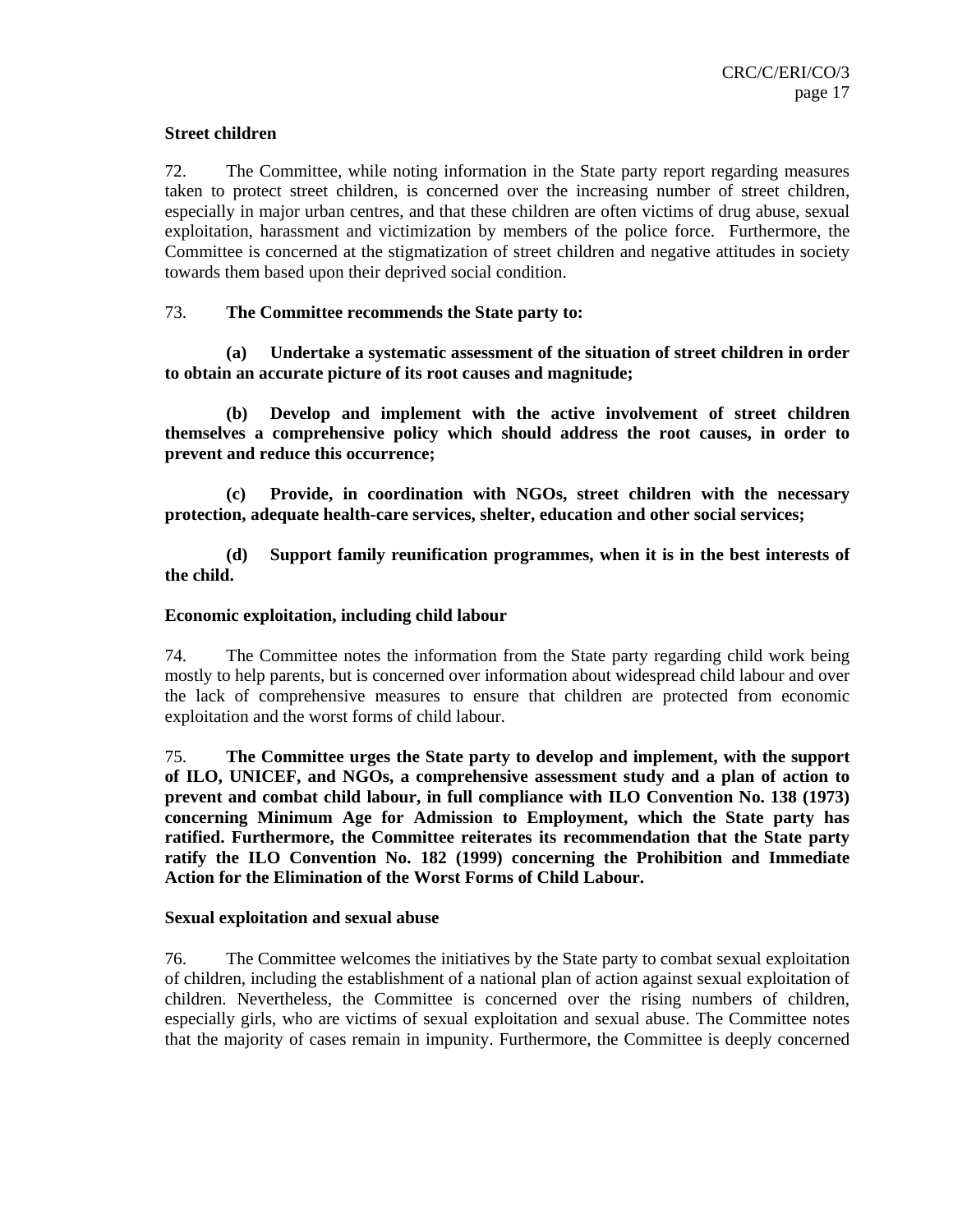**Street children**

72. The Committee, while noting information in the State party report regarding measures taken to protect street children, is concerned over the increasing number of street children, especially in major urban centres, and that these children are often victims of drug abuse, sexual exploitation, harassment and victimization by members of the police force. Furthermore, the Committee is concerned at the stigmatization of street children and negative attitudes in society towards them based upon their deprived social condition.

73. **The Committee recommends the State party to:**

**(a) Undertake a systematic assessment of the situation of street children in order to obtain an accurate picture of its root causes and magnitude;**

**(b) Develop and implement with the active involvement of street children themselves a comprehensive policy which should address the root causes, in order to prevent and reduce this occurrence;**

**(c) Provide, in coordination with NGOs, street children with the necessary protection, adequate health-care services, shelter, education and other social services;**

**(d) Support family reunification programmes, when it is in the best interests of the child.**

**Economic exploitation, including child labour**

74. The Committee notes the information from the State party regarding child work being mostly to help parents, but is concerned over information about widespread child labour and over the lack of comprehensive measures to ensure that children are protected from economic exploitation and the worst forms of child labour.

75. **The Committee urges the State party to develop and implement, with the support of ILO, UNICEF, and NGOs, a comprehensive assessment study and a plan of action to prevent and combat child labour, in full compliance with ILO Convention No. 138 (1973) concerning Minimum Age for Admission to Employment, which the State party has ratified. Furthermore, the Committee reiterates its recommendation that the State party ratify the ILO Convention No. 182 (1999) concerning the Prohibition and Immediate Action for the Elimination of the Worst Forms of Child Labour.**

**Sexual exploitation and sexual abuse**

76. The Committee welcomes the initiatives by the State party to combat sexual exploitation of children, including the establishment of a national plan of action against sexual exploitation of children. Nevertheless, the Committee is concerned over the rising numbers of children, especially girls, who are victims of sexual exploitation and sexual abuse. The Committee notes that the majority of cases remain in impunity. Furthermore, the Committee is deeply concerned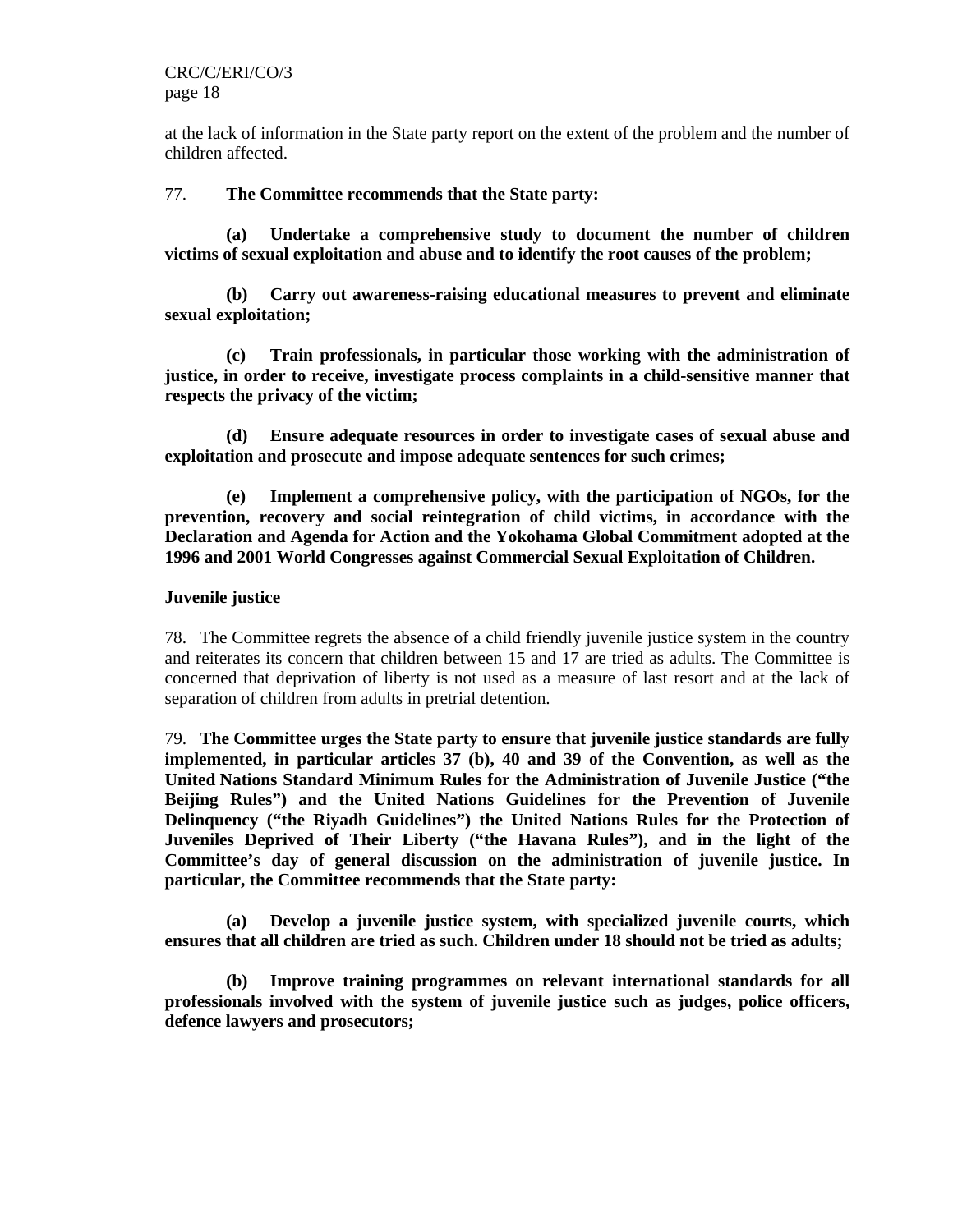at the lack of information in the State party report on the extent of the problem and the number of children affected.

77. **The Committee recommends that the State party:**

**(a) Undertake a comprehensive study to document the number of children victims of sexual exploitation and abuse and to identify the root causes of the problem;**

**(b) Carry out awareness-raising educational measures to prevent and eliminate sexual exploitation;**

**(c) Train professionals, in particular those working with the administration of justice, in order to receive, investigate process complaints in a child-sensitive manner that respects the privacy of the victim;**

**(d) Ensure adequate resources in order to investigate cases of sexual abuse and exploitation and prosecute and impose adequate sentences for such crimes;**

**(e) Implement a comprehensive policy, with the participation of NGOs, for the prevention, recovery and social reintegration of child victims, in accordance with the Declaration and Agenda for Action and the Yokohama Global Commitment adopted at the 1996 and 2001 World Congresses against Commercial Sexual Exploitation of Children.**

**Juvenile justice**

78. The Committee regrets the absence of a child friendly juvenile justice system in the country and reiterates its concern that children between 15 and 17 are tried as adults. The Committee is concerned that deprivation of liberty is not used as a measure of last resort and at the lack of separation of children from adults in pretrial detention.

79. **The Committee urges the State party to ensure that juvenile justice standards are fully implemented, in particular articles 37 (b), 40 and 39 of the Convention, as well as the United Nations Standard Minimum Rules for the Administration of Juvenile Justice ("the Beijing Rules") and the United Nations Guidelines for the Prevention of Juvenile Delinquency ("the Riyadh Guidelines") the United Nations Rules for the Protection of Juveniles Deprived of Their Liberty ("the Havana Rules"), and in the light of the Committee's day of general discussion on the administration of juvenile justice. In particular, the Committee recommends that the State party:**

**(a) Develop a juvenile justice system, with specialized juvenile courts, which ensures that all children are tried as such. Children under 18 should not be tried as adults;**

**(b) Improve training programmes on relevant international standards for all professionals involved with the system of juvenile justice such as judges, police officers, defence lawyers and prosecutors;**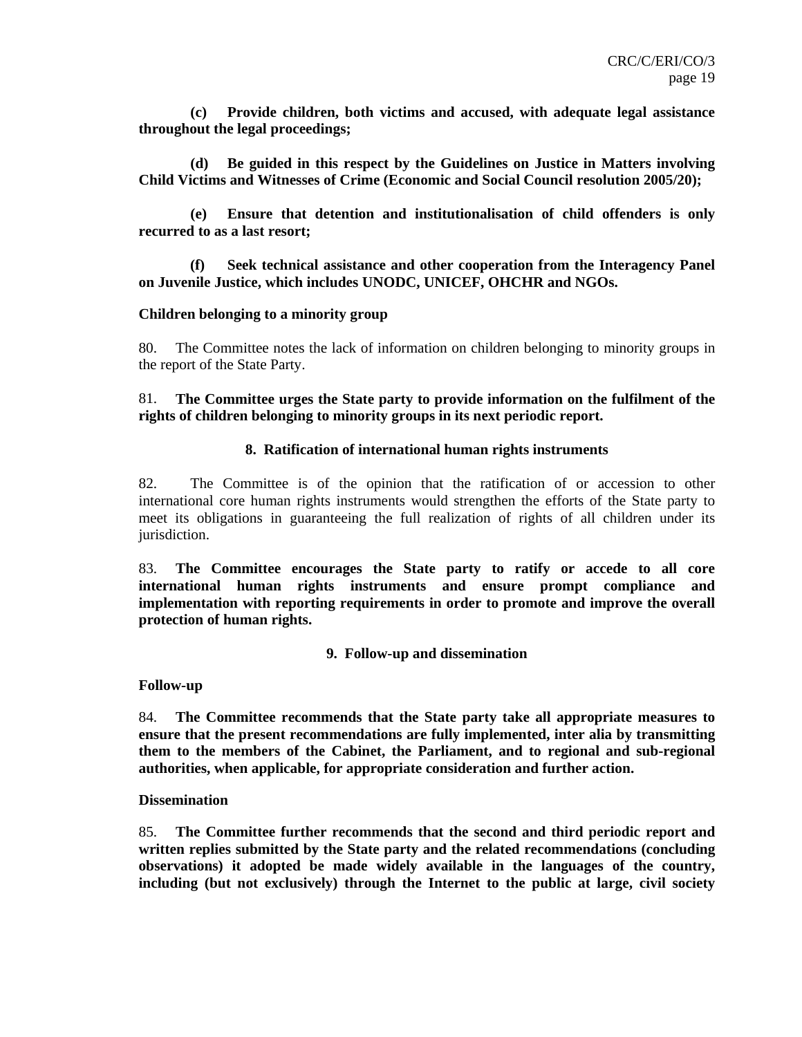**(c) Provide children, both victims and accused, with adequate legal assistance throughout the legal proceedings;**

**(d) Be guided in this respect by the Guidelines on Justice in Matters involving Child Victims and Witnesses of Crime (Economic and Social Council resolution 2005/20);**

**(e) Ensure that detention and institutionalisation of child offenders is only recurred to as a last resort;**

**(f) Seek technical assistance and other cooperation from the Interagency Panel on Juvenile Justice, which includes UNODC, UNICEF, OHCHR and NGOs.**

**Children belonging to a minority group**

80. The Committee notes the lack of information on children belonging to minority groups in the report of the State Party.

81. **The Committee urges the State party to provide information on the fulfilment of the rights of children belonging to minority groups in its next periodic report.**

### 8. Ratification of international human rights instruments

82. The Committee is of the opinion that the ratification of or accession to other international core human rights instruments would strengthen the efforts of the State party to meet its obligations in guaranteeing the full realization of rights of all children under its jurisdiction.

83. **The Committee encourages the State party to ratify or accede to all core international human rights instruments and ensure prompt compliance and implementation with reporting requirements in order to promote and improve the overall protection of human rights.**

### 9. Follow-up and dissemination

**Follow-up**

84. **The Committee recommends that the State party take all appropriate measures to ensure that the present recommendations are fully implemented, inter alia by transmitting them to the members of the Cabinet, the Parliament, and to regional and sub-regional authorities, when applicable, for appropriate consideration and further action.**

**Dissemination**

85. **The Committee further recommends that the second and third periodic report and written replies submitted by the State party and the related recommendations (concluding observations) it adopted be made widely available in the languages of the country, including (but not exclusively) through the Internet to the public at large, civil society**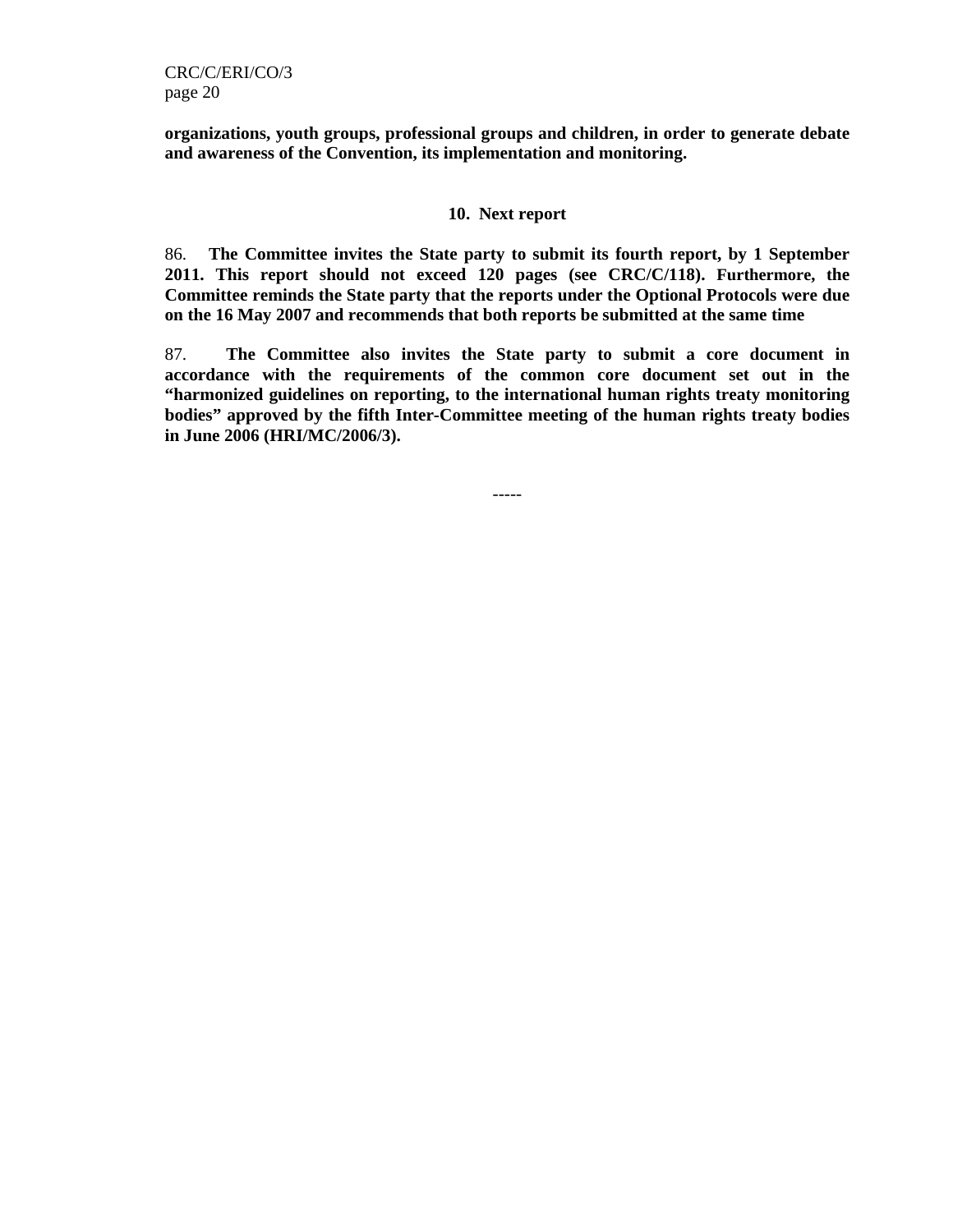**organizations, youth groups, professional groups and children, in order to generate debate and awareness of the Convention, its implementation and monitoring.**

## 10. Next report

86. **The Committee invites the State party to submit its fourth report, by 1 September 2011. This report should not exceed 120 pages (see CRC/C/118). Furthermore, the Committee reminds the State party that the reports under the Optional Protocols were due on the 16 May 2007 and recommends that both reports be submitted at the same time**

87. **The Committee also invites the State party to submit a core document in accordance with the requirements of the common core document set out in the "harmonized guidelines on reporting, to the international human rights treaty monitoring bodies" approved by the fifth Inter-Committee meeting of the human rights treaty bodies in June 2006 (HRI/MC/2006/3).**

-----